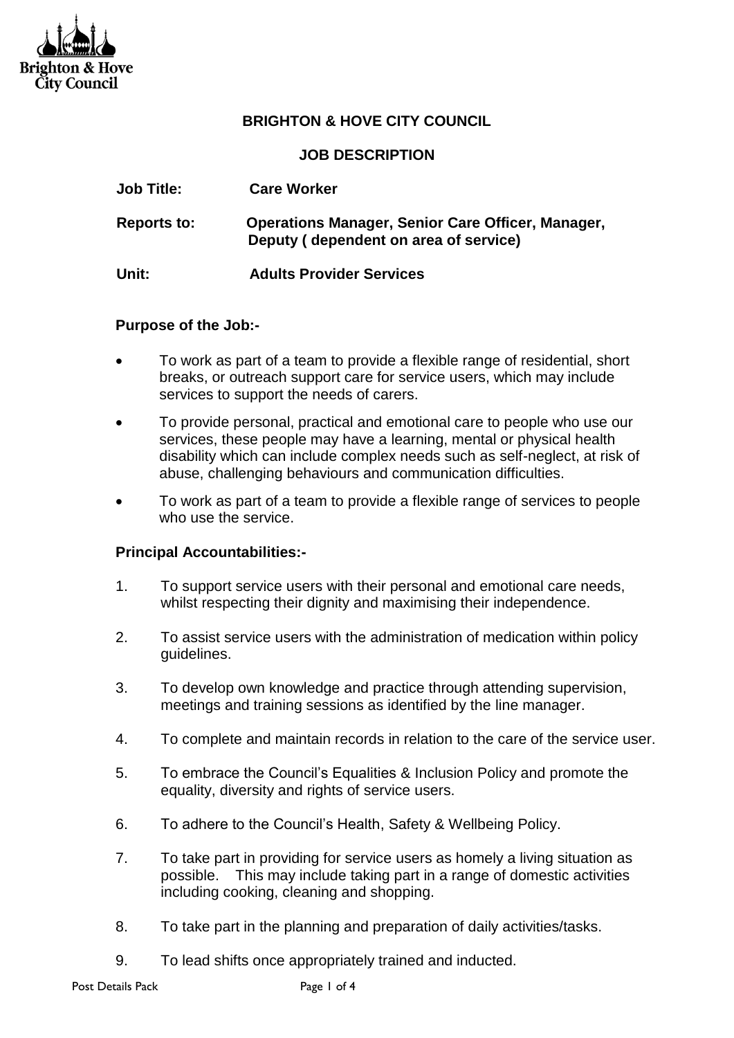Brighton & Hove City Council

**BRIGHTON & HOVE CITY COUNCIL**

**JOB DESCRIPTION**

**Job Title:** **Care Worker**

**Reports to:** **Operations Manager, Senior Care Officer, Manager, Deputy ( dependent on area of service)**

**Unit:** **Adults Provider Services**

**Purpose of the Job:-**

- To work as part of a team to provide a flexible range of residential, short breaks, or outreach support care for service users, which may include services to support the needs of carers.
- To provide personal, practical and emotional care to people who use our services, these people may have a learning, mental or physical health disability which can include complex needs such as self-neglect, at risk of abuse, challenging behaviours and communication difficulties.
- To work as part of a team to provide a flexible range of services to people who use the service.

**Principal Accountabilities:-**

1. To support service users with their personal and emotional care needs, whilst respecting their dignity and maximising their independence.
2. To assist service users with the administration of medication within policy guidelines.
3. To develop own knowledge and practice through attending supervision, meetings and training sessions as identified by the line manager.
4. To complete and maintain records in relation to the care of the service user.
5. To embrace the Council's Equalities & Inclusion Policy and promote the equality, diversity and rights of service users.
6. To adhere to the Council's Health, Safety & Wellbeing Policy.
7. To take part in providing for service users as homely a living situation as possible. This may include taking part in a range of domestic activities including cooking, cleaning and shopping.
8. To take part in the planning and preparation of daily activities/tasks.
9. To lead shifts once appropriately trained and inducted.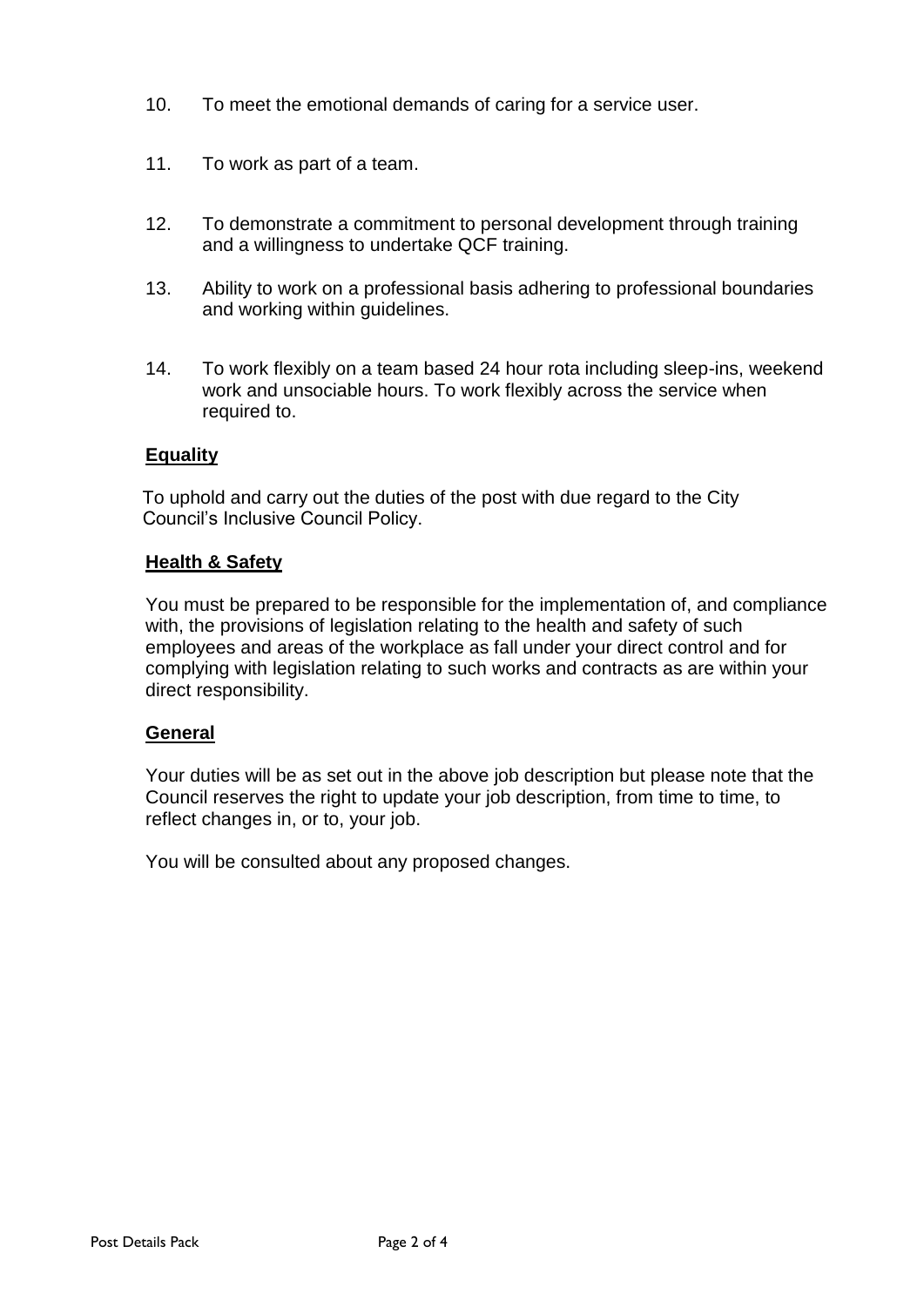10. To meet the emotional demands of caring for a service user.

11. To work as part of a team.

12. To demonstrate a commitment to personal development through training and a willingness to undertake QCF training.

13. Ability to work on a professional basis adhering to professional boundaries and working within guidelines.

14. To work flexibly on a team based 24 hour rota including sleep-ins, weekend work and unsociable hours. To work flexibly across the service when required to.

**Equality**

To uphold and carry out the duties of the post with due regard to the City Council's Inclusive Council Policy.

**Health & Safety**

You must be prepared to be responsible for the implementation of, and compliance with, the provisions of legislation relating to the health and safety of such employees and areas of the workplace as fall under your direct control and for complying with legislation relating to such works and contracts as are within your direct responsibility.

**General**

Your duties will be as set out in the above job description but please note that the Council reserves the right to update your job description, from time to time, to reflect changes in, or to, your job.

You will be consulted about any proposed changes.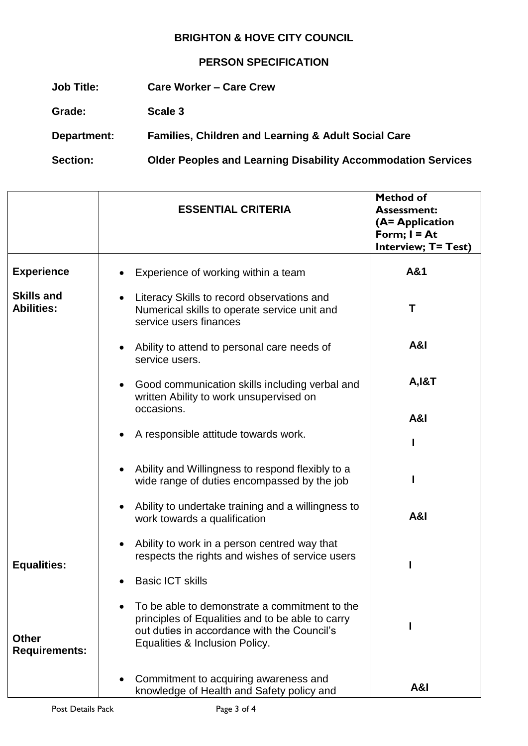**BRIGHTON & HOVE CITY COUNCIL**

**PERSON SPECIFICATION**

**Job Title:** **Care Worker – Care Crew**

**Grade:** **Scale 3**

**Department:** **Families, Children and Learning & Adult Social Care**

**Section:** **Older Peoples and Learning Disability Accommodation Services**

| | **ESSENTIAL CRITERIA** | **Method of Assessment: (A= Application Form; I = At Interview; T= Test)** |
|---|---|---|
| **Experience** | • Experience of working within a team | **A&1** |
| **Skills and Abilities:** | • Literacy Skills to record observations and Numerical skills to operate service unit and service users finances | **T** |
| | • Ability to attend to personal care needs of service users. | **A&I** |
| | • Good communication skills including verbal and written Ability to work unsupervised on occasions. | **A,I&T** |
| | | **A&I** |
| | • A responsible attitude towards work. | **I** |
| | • Ability and Willingness to respond flexibly to a wide range of duties encompassed by the job | **I** |
| | • Ability to undertake training and a willingness to work towards a qualification | **A&I** |
| | • Ability to work in a person centred way that respects the rights and wishes of service users | |
| **Equalities:** | | **I** |
| | • Basic ICT skills | |
| | • To be able to demonstrate a commitment to the principles of Equalities and to be able to carry out duties in accordance with the Council's Equalities & Inclusion Policy. | **I** |
| **Other Requirements:** | | |
| | • Commitment to acquiring awareness and knowledge of Health and Safety policy and | **A&I** |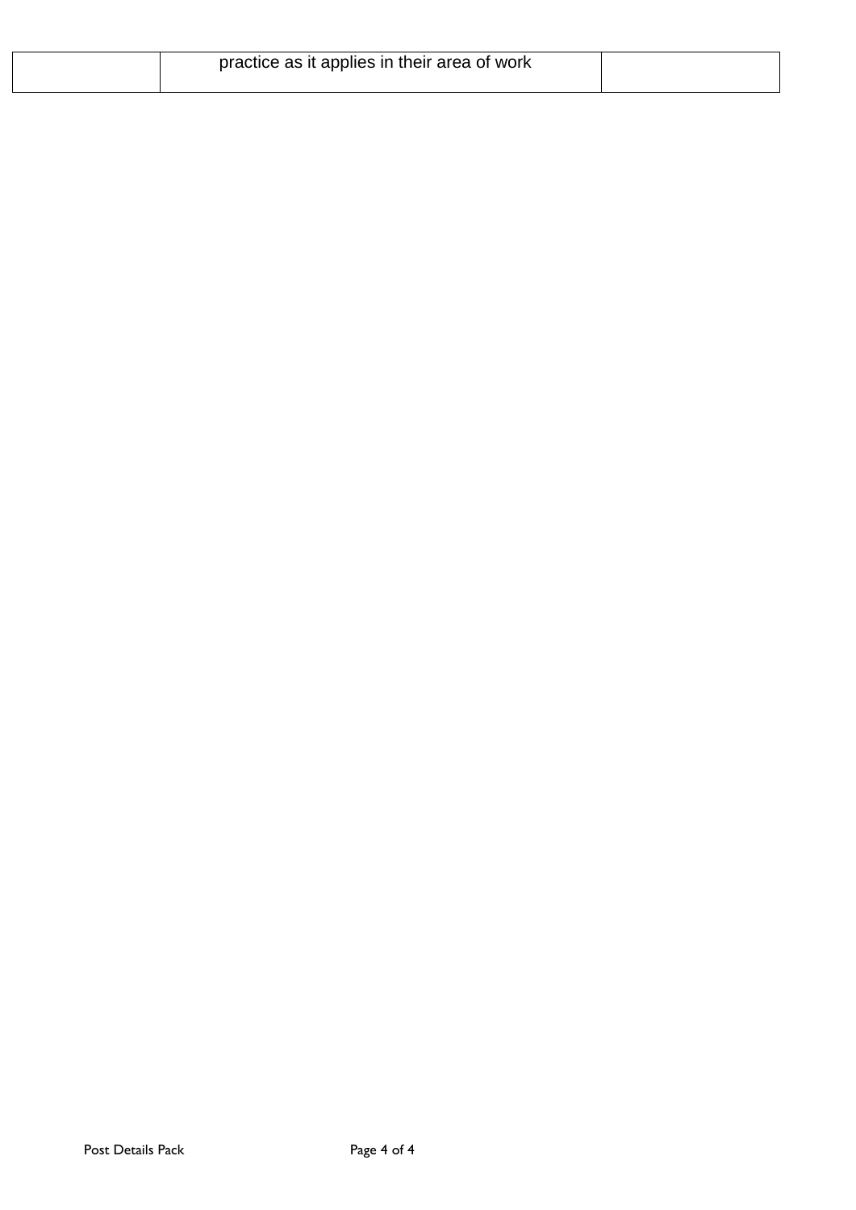| | | |
|---|---|---|
| | practice as it applies in their area of work | |